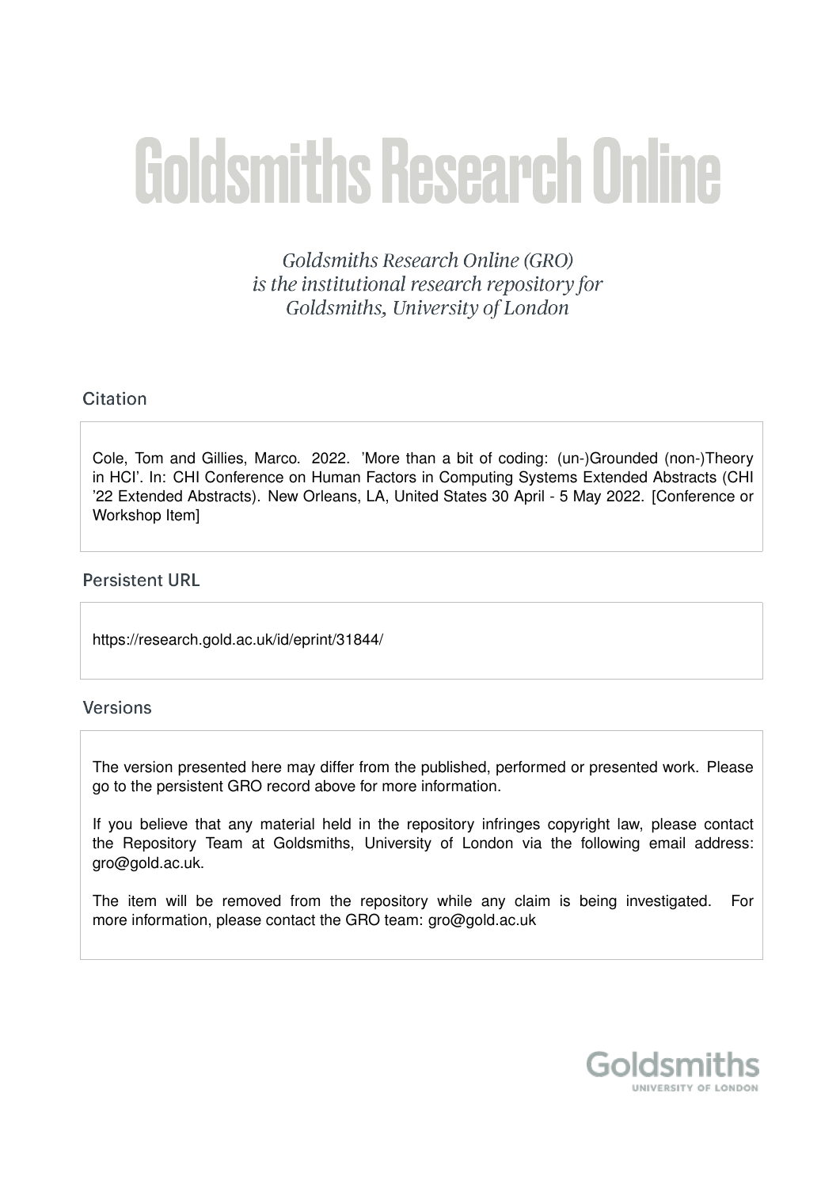# Goldsmiths Research Online

*Goldsmiths Research Online (GRO) is the institutional research repository for Goldsmiths, University of London*

## Citation

Cole, Tom and Gillies, Marco. 2022. 'More than a bit of coding: (un-)Grounded (non-)Theory in HCI'. In: CHI Conference on Human Factors in Computing Systems Extended Abstracts (CHI '22 Extended Abstracts). New Orleans, LA, United States 30 April - 5 May 2022. [Conference or Workshop Item]

## Persistent URL

https://research.gold.ac.uk/id/eprint/31844/

## Versions

The version presented here may differ from the published, performed or presented work. Please go to the persistent GRO record above for more information.

If you believe that any material held in the repository infringes copyright law, please contact the Repository Team at Goldsmiths, University of London via the following email address: gro@gold.ac.uk.

The item will be removed from the repository while any claim is being investigated. For more information, please contact the GRO team: gro@gold.ac.uk

Goldsmiths
UNIVERSITY OF LONDON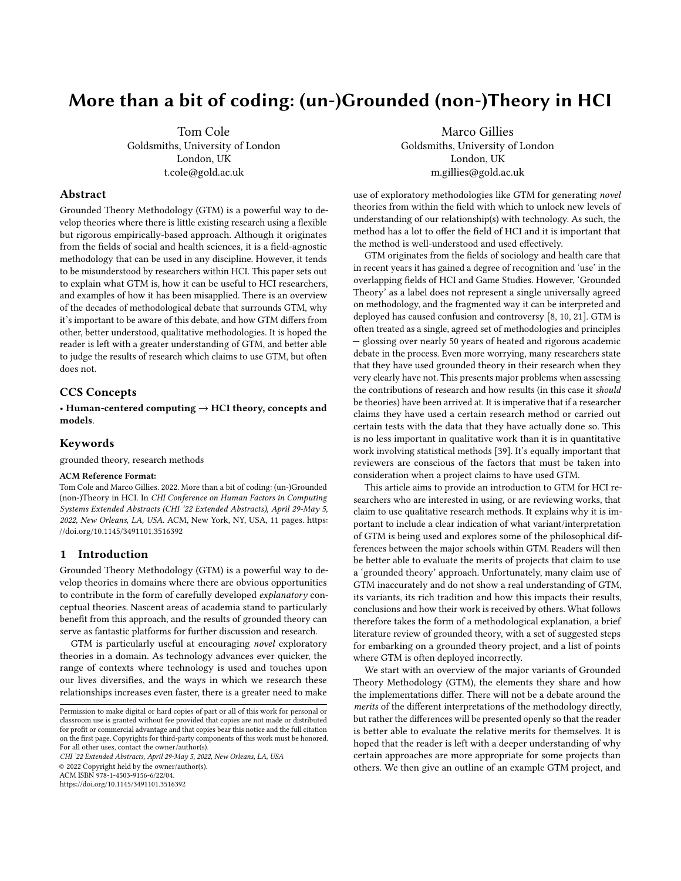# More than a bit of coding: (un-)Grounded (non-)Theory in HCI

Tom Cole
Goldsmiths, University of London
London, UK
t.cole@gold.ac.uk

Marco Gillies
Goldsmiths, University of London
London, UK
m.gillies@gold.ac.uk

## Abstract

Grounded Theory Methodology (GTM) is a powerful way to develop theories where there is little existing research using a flexible but rigorous empirically-based approach. Although it originates from the fields of social and health sciences, it is a field-agnostic methodology that can be used in any discipline. However, it tends to be misunderstood by researchers within HCI. This paper sets out to explain what GTM is, how it can be useful to HCI researchers, and examples of how it has been misapplied. There is an overview of the decades of methodological debate that surrounds GTM, why it's important to be aware of this debate, and how GTM differs from other, better understood, qualitative methodologies. It is hoped the reader is left with a greater understanding of GTM, and better able to judge the results of research which claims to use GTM, but often does not.

## CCS Concepts

• **Human-centered computing → HCI theory, concepts and models**.

## Keywords

grounded theory, research methods

**ACM Reference Format:**
Tom Cole and Marco Gillies. 2022. More than a bit of coding: (un-)Grounded (non-)Theory in HCI. In *CHI Conference on Human Factors in Computing Systems Extended Abstracts (CHI '22 Extended Abstracts), April 29-May 5, 2022, New Orleans, LA, USA.* ACM, New York, NY, USA, 11 pages. https://doi.org/10.1145/3491101.3516392

## 1 Introduction

Grounded Theory Methodology (GTM) is a powerful way to develop theories in domains where there are obvious opportunities to contribute in the form of carefully developed *explanatory* conceptual theories. Nascent areas of academia stand to particularly benefit from this approach, and the results of grounded theory can serve as fantastic platforms for further discussion and research.

GTM is particularly useful at encouraging *novel* exploratory theories in a domain. As technology advances ever quicker, the range of contexts where technology is used and touches upon our lives diversifies, and the ways in which we research these relationships increases even faster, there is a greater need to make use of exploratory methodologies like GTM for generating *novel* theories from within the field with which to unlock new levels of understanding of our relationship(s) with technology. As such, the method has a lot to offer the field of HCI and it is important that the method is well-understood and used effectively.

GTM originates from the fields of sociology and health care that in recent years it has gained a degree of recognition and 'use' in the overlapping fields of HCI and Game Studies. However, 'Grounded Theory' as a label does not represent a single universally agreed on methodology, and the fragmented way it can be interpreted and deployed has caused confusion and controversy [8, 10, 21]. GTM is often treated as a single, agreed set of methodologies and principles — glossing over nearly 50 years of heated and rigorous academic debate in the process. Even more worrying, many researchers state that they have used grounded theory in their research when they very clearly have not. This presents major problems when assessing the contributions of research and how results (in this case it *should* be theories) have been arrived at. It is imperative that if a researcher claims they have used a certain research method or carried out certain tests with the data that they have actually done so. This is no less important in qualitative work than it is in quantitative work involving statistical methods [39]. It's equally important that reviewers are conscious of the factors that must be taken into consideration when a project claims to have used GTM.

This article aims to provide an introduction to GTM for HCI researchers who are interested in using, or are reviewing works, that claim to use qualitative research methods. It explains why it is important to include a clear indication of what variant/interpretation of GTM is being used and explores some of the philosophical differences between the major schools within GTM. Readers will then be better able to evaluate the merits of projects that claim to use a 'grounded theory' approach. Unfortunately, many claim use of GTM inaccurately and do not show a real understanding of GTM, its variants, its rich tradition and how this impacts their results, conclusions and how their work is received by others. What follows therefore takes the form of a methodological explanation, a brief literature review of grounded theory, with a set of suggested steps for embarking on a grounded theory project, and a list of points where GTM is often deployed incorrectly.

We start with an overview of the major variants of Grounded Theory Methodology (GTM), the elements they share and how the implementations differ. There will not be a debate around the *merits* of the different interpretations of the methodology directly, but rather the differences will be presented openly so that the reader is better able to evaluate the relative merits for themselves. It is hoped that the reader is left with a deeper understanding of why certain approaches are more appropriate for some projects than others. We then give an outline of an example GTM project, and

Permission to make digital or hard copies of part or all of this work for personal or classroom use is granted without fee provided that copies are not made or distributed for profit or commercial advantage and that copies bear this notice and the full citation on the first page. Copyrights for third-party components of this work must be honored. For all other uses, contact the owner/author(s).
*CHI '22 Extended Abstracts, April 29-May 5, 2022, New Orleans, LA, USA*
© 2022 Copyright held by the owner/author(s).
ACM ISBN 978-1-4503-9156-6/22/04.
https://doi.org/10.1145/3491101.3516392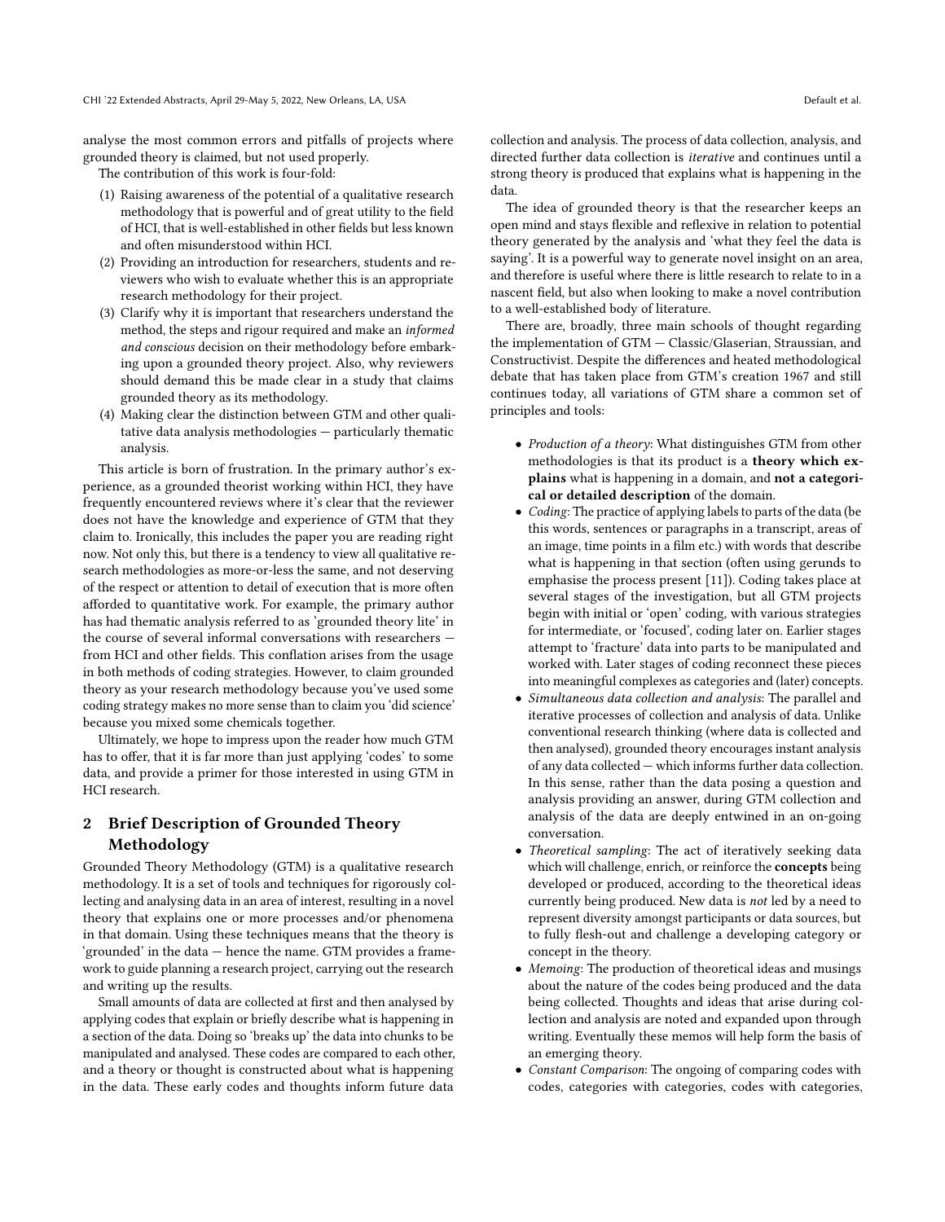analyse the most common errors and pitfalls of projects where grounded theory is claimed, but not used properly.

The contribution of this work is four-fold:

(1) Raising awareness of the potential of a qualitative research methodology that is powerful and of great utility to the field of HCI, that is well-established in other fields but less known and often misunderstood within HCI.
(2) Providing an introduction for researchers, students and reviewers who wish to evaluate whether this is an appropriate research methodology for their project.
(3) Clarify why it is important that researchers understand the method, the steps and rigour required and make an *informed and conscious* decision on their methodology before embarking upon a grounded theory project. Also, why reviewers should demand this be made clear in a study that claims grounded theory as its methodology.
(4) Making clear the distinction between GTM and other qualitative data analysis methodologies — particularly thematic analysis.

This article is born of frustration. In the primary author's experience, as a grounded theorist working within HCI, they have frequently encountered reviews where it's clear that the reviewer does not have the knowledge and experience of GTM that they claim to. Ironically, this includes the paper you are reading right now. Not only this, but there is a tendency to view all qualitative research methodologies as more-or-less the same, and not deserving of the respect or attention to detail of execution that is more often afforded to quantitative work. For example, the primary author has had thematic analysis referred to as 'grounded theory lite' in the course of several informal conversations with researchers — from HCI and other fields. This conflation arises from the usage in both methods of coding strategies. However, to claim grounded theory as your research methodology because you've used some coding strategy makes no more sense than to claim you 'did science' because you mixed some chemicals together.

Ultimately, we hope to impress upon the reader how much GTM has to offer, that it is far more than just applying 'codes' to some data, and provide a primer for those interested in using GTM in HCI research.

## 2 Brief Description of Grounded Theory Methodology

Grounded Theory Methodology (GTM) is a qualitative research methodology. It is a set of tools and techniques for rigorously collecting and analysing data in an area of interest, resulting in a novel theory that explains one or more processes and/or phenomena in that domain. Using these techniques means that the theory is 'grounded' in the data — hence the name. GTM provides a framework to guide planning a research project, carrying out the research and writing up the results.

Small amounts of data are collected at first and then analysed by applying codes that explain or briefly describe what is happening in a section of the data. Doing so 'breaks up' the data into chunks to be manipulated and analysed. These codes are compared to each other, and a theory or thought is constructed about what is happening in the data. These early codes and thoughts inform future data collection and analysis. The process of data collection, analysis, and directed further data collection is *iterative* and continues until a strong theory is produced that explains what is happening in the data.

The idea of grounded theory is that the researcher keeps an open mind and stays flexible and reflexive in relation to potential theory generated by the analysis and 'what they feel the data is saying'. It is a powerful way to generate novel insight on an area, and therefore is useful where there is little research to relate to in a nascent field, but also when looking to make a novel contribution to a well-established body of literature.

There are, broadly, three main schools of thought regarding the implementation of GTM — Classic/Glaserian, Straussian, and Constructivist. Despite the differences and heated methodological debate that has taken place from GTM's creation 1967 and still continues today, all variations of GTM share a common set of principles and tools:

- *Production of a theory*: What distinguishes GTM from other methodologies is that its product is a **theory which explains** what is happening in a domain, and **not a categorical or detailed description** of the domain.
- *Coding*: The practice of applying labels to parts of the data (be this words, sentences or paragraphs in a transcript, areas of an image, time points in a film etc.) with words that describe what is happening in that section (often using gerunds to emphasise the process present [11]). Coding takes place at several stages of the investigation, but all GTM projects begin with initial or 'open' coding, with various strategies for intermediate, or 'focused', coding later on. Earlier stages attempt to 'fracture' data into parts to be manipulated and worked with. Later stages of coding reconnect these pieces into meaningful complexes as categories and (later) concepts.
- *Simultaneous data collection and analysis*: The parallel and iterative processes of collection and analysis of data. Unlike conventional research thinking (where data is collected and then analysed), grounded theory encourages instant analysis of any data collected — which informs further data collection. In this sense, rather than the data posing a question and analysis providing an answer, during GTM collection and analysis of the data are deeply entwined in an on-going conversation.
- *Theoretical sampling*: The act of iteratively seeking data which will challenge, enrich, or reinforce the **concepts** being developed or produced, according to the theoretical ideas currently being produced. New data is *not* led by a need to represent diversity amongst participants or data sources, but to fully flesh-out and challenge a developing category or concept in the theory.
- *Memoing*: The production of theoretical ideas and musings about the nature of the codes being produced and the data being collected. Thoughts and ideas that arise during collection and analysis are noted and expanded upon through writing. Eventually these memos will help form the basis of an emerging theory.
- *Constant Comparison*: The ongoing of comparing codes with codes, categories with categories, codes with categories,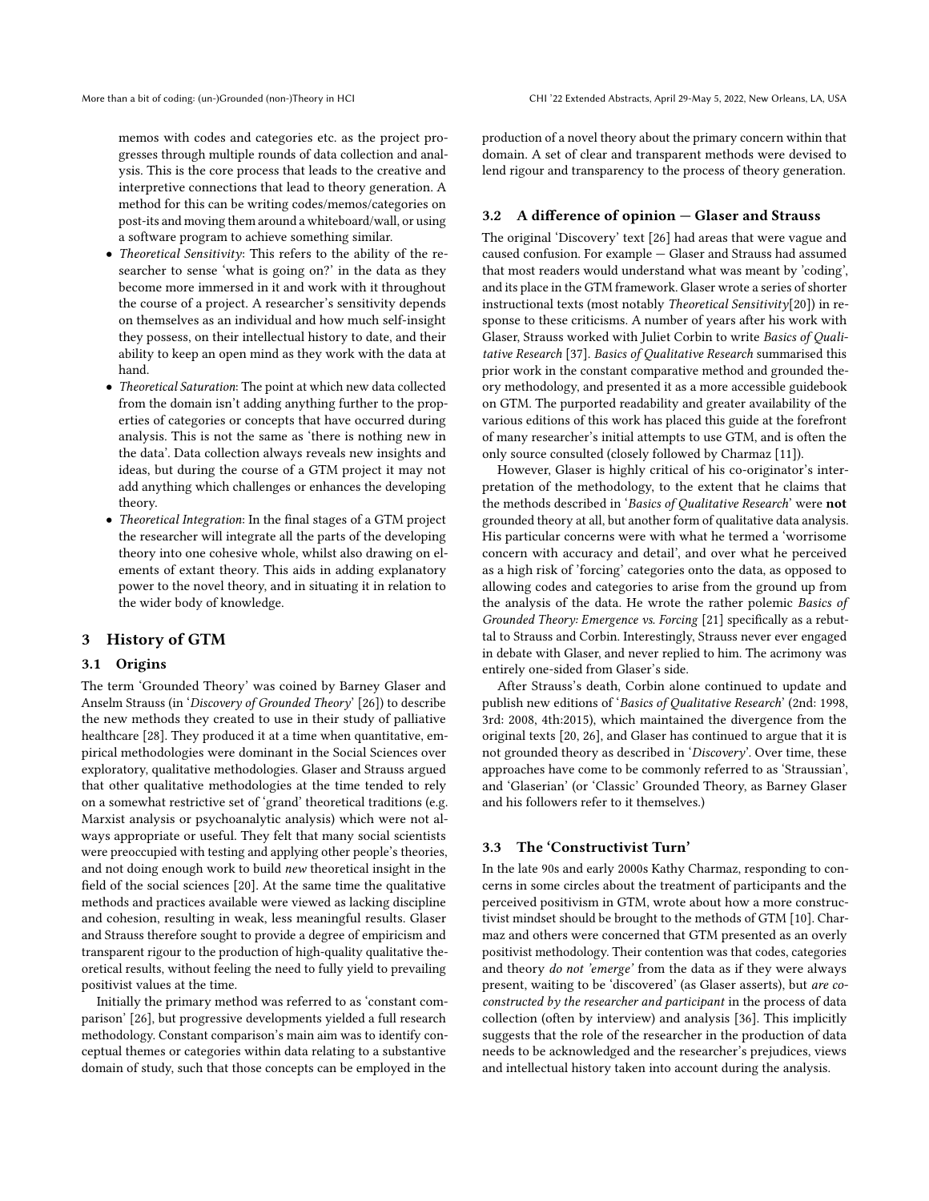memos with codes and categories etc. as the project progresses through multiple rounds of data collection and analysis. This is the core process that leads to the creative and interpretive connections that lead to theory generation. A method for this can be writing codes/memos/categories on post-its and moving them around a whiteboard/wall, or using a software program to achieve something similar.

- *Theoretical Sensitivity*: This refers to the ability of the researcher to sense 'what is going on?' in the data as they become more immersed in it and work with it throughout the course of a project. A researcher's sensitivity depends on themselves as an individual and how much self-insight they possess, on their intellectual history to date, and their ability to keep an open mind as they work with the data at hand.
- *Theoretical Saturation*: The point at which new data collected from the domain isn't adding anything further to the properties of categories or concepts that have occurred during analysis. This is not the same as 'there is nothing new in the data'. Data collection always reveals new insights and ideas, but during the course of a GTM project it may not add anything which challenges or enhances the developing theory.
- *Theoretical Integration*: In the final stages of a GTM project the researcher will integrate all the parts of the developing theory into one cohesive whole, whilst also drawing on elements of extant theory. This aids in adding explanatory power to the novel theory, and in situating it in relation to the wider body of knowledge.

## 3 History of GTM

### 3.1 Origins

The term 'Grounded Theory' was coined by Barney Glaser and Anselm Strauss (in '*Discovery of Grounded Theory*' [26]) to describe the new methods they created to use in their study of palliative healthcare [28]. They produced it at a time when quantitative, empirical methodologies were dominant in the Social Sciences over exploratory, qualitative methodologies. Glaser and Strauss argued that other qualitative methodologies at the time tended to rely on a somewhat restrictive set of 'grand' theoretical traditions (e.g. Marxist analysis or psychoanalytic analysis) which were not always appropriate or useful. They felt that many social scientists were preoccupied with testing and applying other people's theories, and not doing enough work to build *new* theoretical insight in the field of the social sciences [20]. At the same time the qualitative methods and practices available were viewed as lacking discipline and cohesion, resulting in weak, less meaningful results. Glaser and Strauss therefore sought to provide a degree of empiricism and transparent rigour to the production of high-quality qualitative theoretical results, without feeling the need to fully yield to prevailing positivist values at the time.

Initially the primary method was referred to as 'constant comparison' [26], but progressive developments yielded a full research methodology. Constant comparison's main aim was to identify conceptual themes or categories within data relating to a substantive domain of study, such that those concepts can be employed in the production of a novel theory about the primary concern within that domain. A set of clear and transparent methods were devised to lend rigour and transparency to the process of theory generation.

### 3.2 A difference of opinion — Glaser and Strauss

The original 'Discovery' text [26] had areas that were vague and caused confusion. For example — Glaser and Strauss had assumed that most readers would understand what was meant by 'coding', and its place in the GTM framework. Glaser wrote a series of shorter instructional texts (most notably *Theoretical Sensitivity*[20]) in response to these criticisms. A number of years after his work with Glaser, Strauss worked with Juliet Corbin to write *Basics of Qualitative Research* [37]. *Basics of Qualitative Research* summarised this prior work in the constant comparative method and grounded theory methodology, and presented it as a more accessible guidebook on GTM. The purported readability and greater availability of the various editions of this work has placed this guide at the forefront of many researcher's initial attempts to use GTM, and is often the only source consulted (closely followed by Charmaz [11]).

However, Glaser is highly critical of his co-originator's interpretation of the methodology, to the extent that he claims that the methods described in '*Basics of Qualitative Research*' were **not** grounded theory at all, but another form of qualitative data analysis. His particular concerns were with what he termed a 'worrisome concern with accuracy and detail', and over what he perceived as a high risk of 'forcing' categories onto the data, as opposed to allowing codes and categories to arise from the ground up from the analysis of the data. He wrote the rather polemic *Basics of Grounded Theory: Emergence vs. Forcing* [21] specifically as a rebuttal to Strauss and Corbin. Interestingly, Strauss never ever engaged in debate with Glaser, and never replied to him. The acrimony was entirely one-sided from Glaser's side.

After Strauss's death, Corbin alone continued to update and publish new editions of '*Basics of Qualitative Research*' (2nd: 1998, 3rd: 2008, 4th:2015), which maintained the divergence from the original texts [20, 26], and Glaser has continued to argue that it is not grounded theory as described in '*Discovery*'. Over time, these approaches have come to be commonly referred to as 'Straussian', and 'Glaserian' (or 'Classic' Grounded Theory, as Barney Glaser and his followers refer to it themselves.)

### 3.3 The 'Constructivist Turn'

In the late 90s and early 2000s Kathy Charmaz, responding to concerns in some circles about the treatment of participants and the perceived positivism in GTM, wrote about how a more constructivist mindset should be brought to the methods of GTM [10]. Charmaz and others were concerned that GTM presented as an overly positivist methodology. Their contention was that codes, categories and theory *do not 'emerge'* from the data as if they were always present, waiting to be 'discovered' (as Glaser asserts), but *are co-constructed by the researcher and participant* in the process of data collection (often by interview) and analysis [36]. This implicitly suggests that the role of the researcher in the production of data needs to be acknowledged and the researcher's prejudices, views and intellectual history taken into account during the analysis.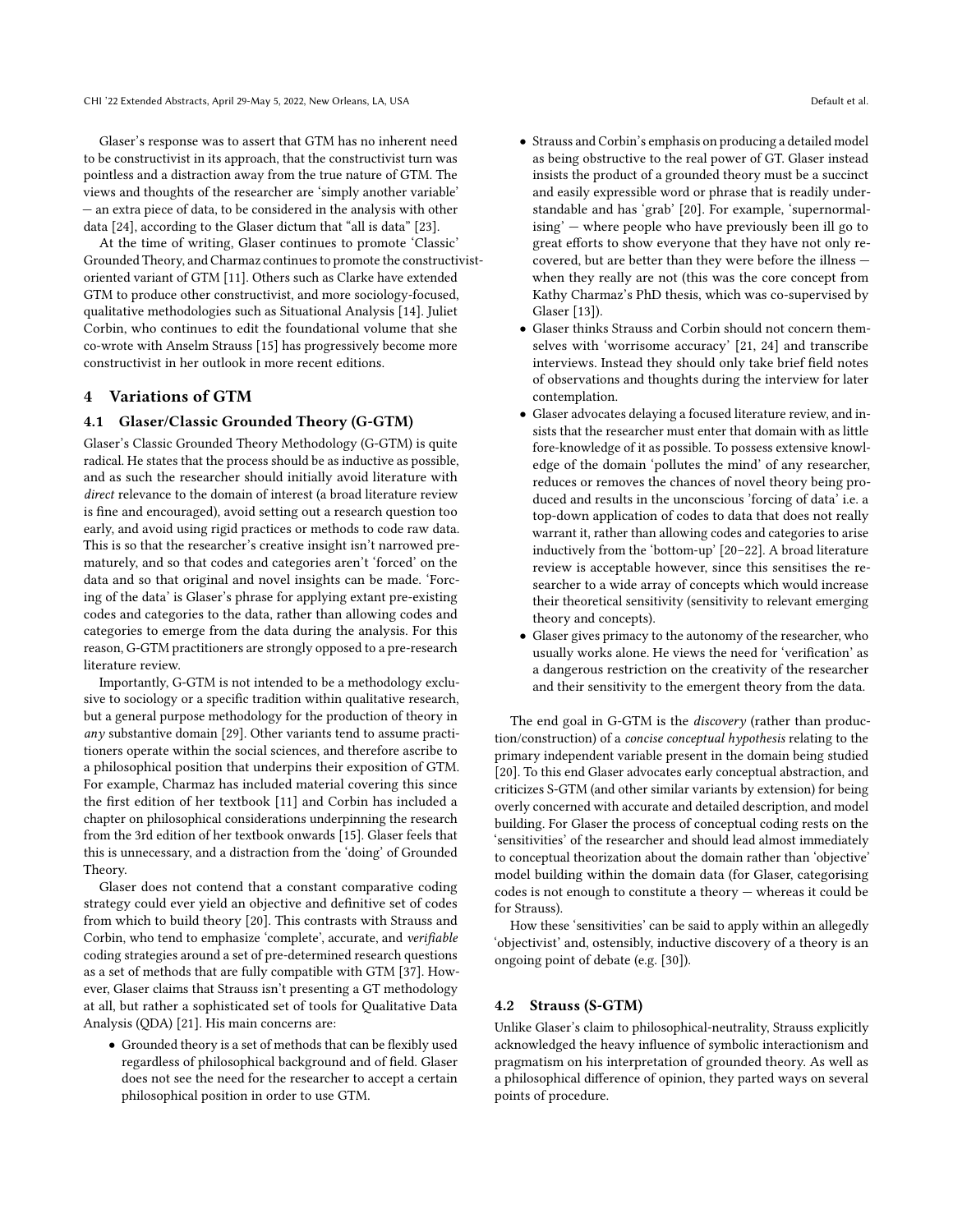Glaser's response was to assert that GTM has no inherent need to be constructivist in its approach, that the constructivist turn was pointless and a distraction away from the true nature of GTM. The views and thoughts of the researcher are 'simply another variable' — an extra piece of data, to be considered in the analysis with other data [24], according to the Glaser dictum that "all is data" [23].

At the time of writing, Glaser continues to promote 'Classic' Grounded Theory, and Charmaz continues to promote the constructivist-oriented variant of GTM [11]. Others such as Clarke have extended GTM to produce other constructivist, and more sociology-focused, qualitative methodologies such as Situational Analysis [14]. Juliet Corbin, who continues to edit the foundational volume that she co-wrote with Anselm Strauss [15] has progressively become more constructivist in her outlook in more recent editions.

## 4 Variations of GTM

### 4.1 Glaser/Classic Grounded Theory (G-GTM)

Glaser's Classic Grounded Theory Methodology (G-GTM) is quite radical. He states that the process should be as inductive as possible, and as such the researcher should initially avoid literature with *direct* relevance to the domain of interest (a broad literature review is fine and encouraged), avoid setting out a research question too early, and avoid using rigid practices or methods to code raw data. This is so that the researcher's creative insight isn't narrowed prematurely, and so that codes and categories aren't 'forced' on the data and so that original and novel insights can be made. 'Forcing of the data' is Glaser's phrase for applying extant pre-existing codes and categories to the data, rather than allowing codes and categories to emerge from the data during the analysis. For this reason, G-GTM practitioners are strongly opposed to a pre-research literature review.

Importantly, G-GTM is not intended to be a methodology exclusive to sociology or a specific tradition within qualitative research, but a general purpose methodology for the production of theory in *any* substantive domain [29]. Other variants tend to assume practitioners operate within the social sciences, and therefore ascribe to a philosophical position that underpins their exposition of GTM. For example, Charmaz has included material covering this since the first edition of her textbook [11] and Corbin has included a chapter on philosophical considerations underpinning the research from the 3rd edition of her textbook onwards [15]. Glaser feels that this is unnecessary, and a distraction from the 'doing' of Grounded Theory.

Glaser does not contend that a constant comparative coding strategy could ever yield an objective and definitive set of codes from which to build theory [20]. This contrasts with Strauss and Corbin, who tend to emphasize 'complete', accurate, and *verifiable* coding strategies around a set of pre-determined research questions as a set of methods that are fully compatible with GTM [37]. However, Glaser claims that Strauss isn't presenting a GT methodology at all, but rather a sophisticated set of tools for Qualitative Data Analysis (QDA) [21]. His main concerns are:

- Grounded theory is a set of methods that can be flexibly used regardless of philosophical background and of field. Glaser does not see the need for the researcher to accept a certain philosophical position in order to use GTM.
- Strauss and Corbin's emphasis on producing a detailed model as being obstructive to the real power of GT. Glaser instead insists the product of a grounded theory must be a succinct and easily expressible word or phrase that is readily understandable and has 'grab' [20]. For example, 'supernormalising' — where people who have previously been ill go to great efforts to show everyone that they have not only recovered, but are better than they were before the illness — when they really are not (this was the core concept from Kathy Charmaz's PhD thesis, which was co-supervised by Glaser [13]).
- Glaser thinks Strauss and Corbin should not concern themselves with 'worrisome accuracy' [21, 24] and transcribe interviews. Instead they should only take brief field notes of observations and thoughts during the interview for later contemplation.
- Glaser advocates delaying a focused literature review, and insists that the researcher must enter that domain with as little fore-knowledge of it as possible. To possess extensive knowledge of the domain 'pollutes the mind' of any researcher, reduces or removes the chances of novel theory being produced and results in the unconscious 'forcing of data' i.e. a top-down application of codes to data that does not really warrant it, rather than allowing codes and categories to arise inductively from the 'bottom-up' [20–22]. A broad literature review is acceptable however, since this sensitises the researcher to a wide array of concepts which would increase their theoretical sensitivity (sensitivity to relevant emerging theory and concepts).
- Glaser gives primacy to the autonomy of the researcher, who usually works alone. He views the need for 'verification' as a dangerous restriction on the creativity of the researcher and their sensitivity to the emergent theory from the data.

The end goal in G-GTM is the *discovery* (rather than production/construction) of a *concise conceptual hypothesis* relating to the primary independent variable present in the domain being studied [20]. To this end Glaser advocates early conceptual abstraction, and criticizes S-GTM (and other similar variants by extension) for being overly concerned with accurate and detailed description, and model building. For Glaser the process of conceptual coding rests on the 'sensitivities' of the researcher and should lead almost immediately to conceptual theorization about the domain rather than 'objective' model building within the domain data (for Glaser, categorising codes is not enough to constitute a theory — whereas it could be for Strauss).

How these 'sensitivities' can be said to apply within an allegedly 'objectivist' and, ostensibly, inductive discovery of a theory is an ongoing point of debate (e.g. [30]).

### 4.2 Strauss (S-GTM)

Unlike Glaser's claim to philosophical-neutrality, Strauss explicitly acknowledged the heavy influence of symbolic interactionism and pragmatism on his interpretation of grounded theory. As well as a philosophical difference of opinion, they parted ways on several points of procedure.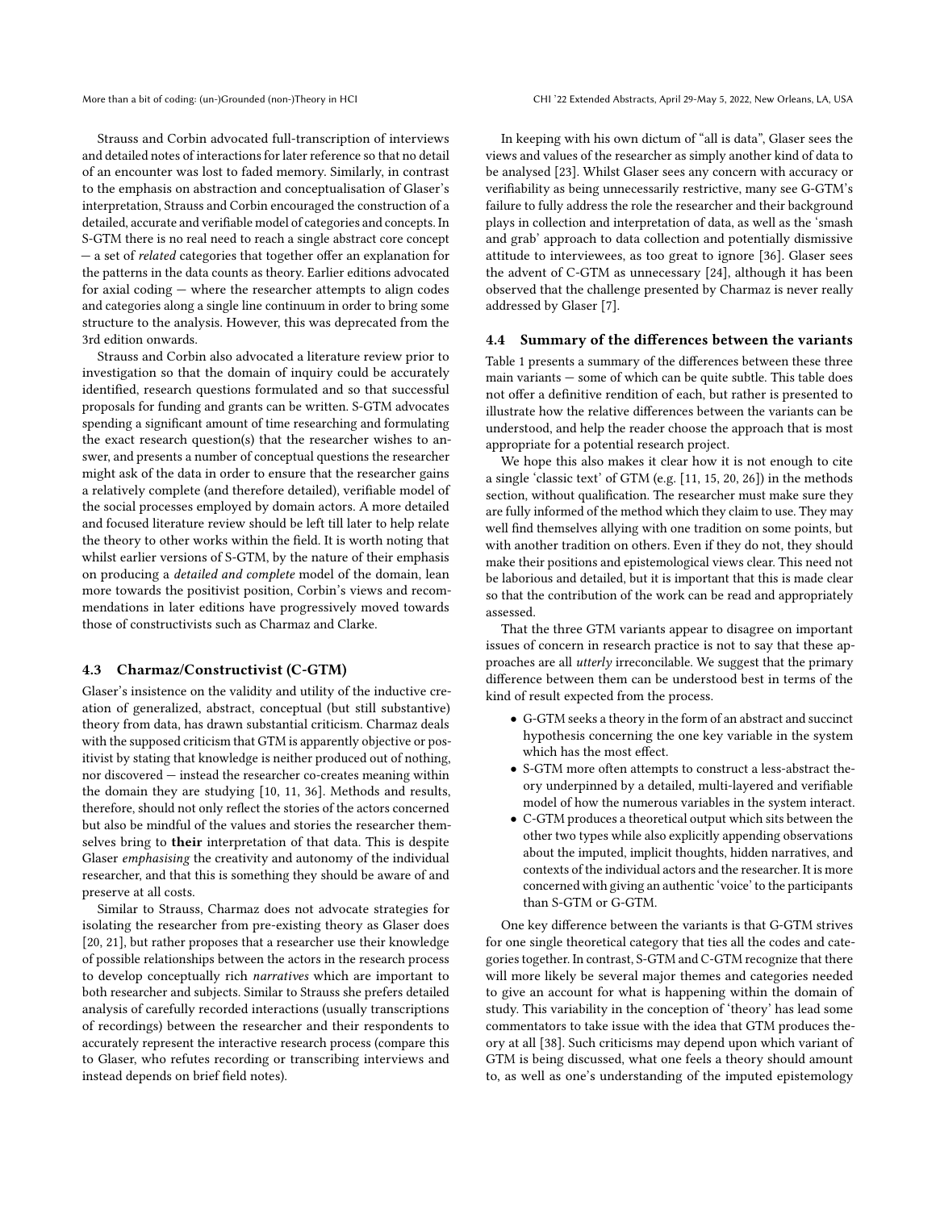Strauss and Corbin advocated full-transcription of interviews and detailed notes of interactions for later reference so that no detail of an encounter was lost to faded memory. Similarly, in contrast to the emphasis on abstraction and conceptualisation of Glaser's interpretation, Strauss and Corbin encouraged the construction of a detailed, accurate and verifiable model of categories and concepts. In S-GTM there is no real need to reach a single abstract core concept — a set of *related* categories that together offer an explanation for the patterns in the data counts as theory. Earlier editions advocated for axial coding — where the researcher attempts to align codes and categories along a single line continuum in order to bring some structure to the analysis. However, this was deprecated from the 3rd edition onwards.

Strauss and Corbin also advocated a literature review prior to investigation so that the domain of inquiry could be accurately identified, research questions formulated and so that successful proposals for funding and grants can be written. S-GTM advocates spending a significant amount of time researching and formulating the exact research question(s) that the researcher wishes to answer, and presents a number of conceptual questions the researcher might ask of the data in order to ensure that the researcher gains a relatively complete (and therefore detailed), verifiable model of the social processes employed by domain actors. A more detailed and focused literature review should be left till later to help relate the theory to other works within the field. It is worth noting that whilst earlier versions of S-GTM, by the nature of their emphasis on producing a *detailed and complete* model of the domain, lean more towards the positivist position, Corbin's views and recommendations in later editions have progressively moved towards those of constructivists such as Charmaz and Clarke.

### 4.3 Charmaz/Constructivist (C-GTM)

Glaser's insistence on the validity and utility of the inductive creation of generalized, abstract, conceptual (but still substantive) theory from data, has drawn substantial criticism. Charmaz deals with the supposed criticism that GTM is apparently objective or positivist by stating that knowledge is neither produced out of nothing, nor discovered — instead the researcher co-creates meaning within the domain they are studying [10, 11, 36]. Methods and results, therefore, should not only reflect the stories of the actors concerned but also be mindful of the values and stories the researcher themselves bring to **their** interpretation of that data. This is despite Glaser *emphasising* the creativity and autonomy of the individual researcher, and that this is something they should be aware of and preserve at all costs.

Similar to Strauss, Charmaz does not advocate strategies for isolating the researcher from pre-existing theory as Glaser does [20, 21], but rather proposes that a researcher use their knowledge of possible relationships between the actors in the research process to develop conceptually rich *narratives* which are important to both researcher and subjects. Similar to Strauss she prefers detailed analysis of carefully recorded interactions (usually transcriptions of recordings) between the researcher and their respondents to accurately represent the interactive research process (compare this to Glaser, who refutes recording or transcribing interviews and instead depends on brief field notes).

In keeping with his own dictum of "all is data", Glaser sees the views and values of the researcher as simply another kind of data to be analysed [23]. Whilst Glaser sees any concern with accuracy or verifiability as being unnecessarily restrictive, many see G-GTM's failure to fully address the role the researcher and their background plays in collection and interpretation of data, as well as the 'smash and grab' approach to data collection and potentially dismissive attitude to interviewees, as too great to ignore [36]. Glaser sees the advent of C-GTM as unnecessary [24], although it has been observed that the challenge presented by Charmaz is never really addressed by Glaser [7].

### 4.4 Summary of the differences between the variants

Table 1 presents a summary of the differences between these three main variants — some of which can be quite subtle. This table does not offer a definitive rendition of each, but rather is presented to illustrate how the relative differences between the variants can be understood, and help the reader choose the approach that is most appropriate for a potential research project.

We hope this also makes it clear how it is not enough to cite a single 'classic text' of GTM (e.g. [11, 15, 20, 26]) in the methods section, without qualification. The researcher must make sure they are fully informed of the method which they claim to use. They may well find themselves allying with one tradition on some points, but with another tradition on others. Even if they do not, they should make their positions and epistemological views clear. This need not be laborious and detailed, but it is important that this is made clear so that the contribution of the work can be read and appropriately assessed.

That the three GTM variants appear to disagree on important issues of concern in research practice is not to say that these approaches are all *utterly* irreconcilable. We suggest that the primary difference between them can be understood best in terms of the kind of result expected from the process.

- G-GTM seeks a theory in the form of an abstract and succinct hypothesis concerning the one key variable in the system which has the most effect.
- S-GTM more often attempts to construct a less-abstract theory underpinned by a detailed, multi-layered and verifiable model of how the numerous variables in the system interact.
- C-GTM produces a theoretical output which sits between the other two types while also explicitly appending observations about the imputed, implicit thoughts, hidden narratives, and contexts of the individual actors and the researcher. It is more concerned with giving an authentic 'voice' to the participants than S-GTM or G-GTM.

One key difference between the variants is that G-GTM strives for one single theoretical category that ties all the codes and categories together. In contrast, S-GTM and C-GTM recognize that there will more likely be several major themes and categories needed to give an account for what is happening within the domain of study. This variability in the conception of 'theory' has lead some commentators to take issue with the idea that GTM produces theory at all [38]. Such criticisms may depend upon which variant of GTM is being discussed, what one feels a theory should amount to, as well as one's understanding of the imputed epistemology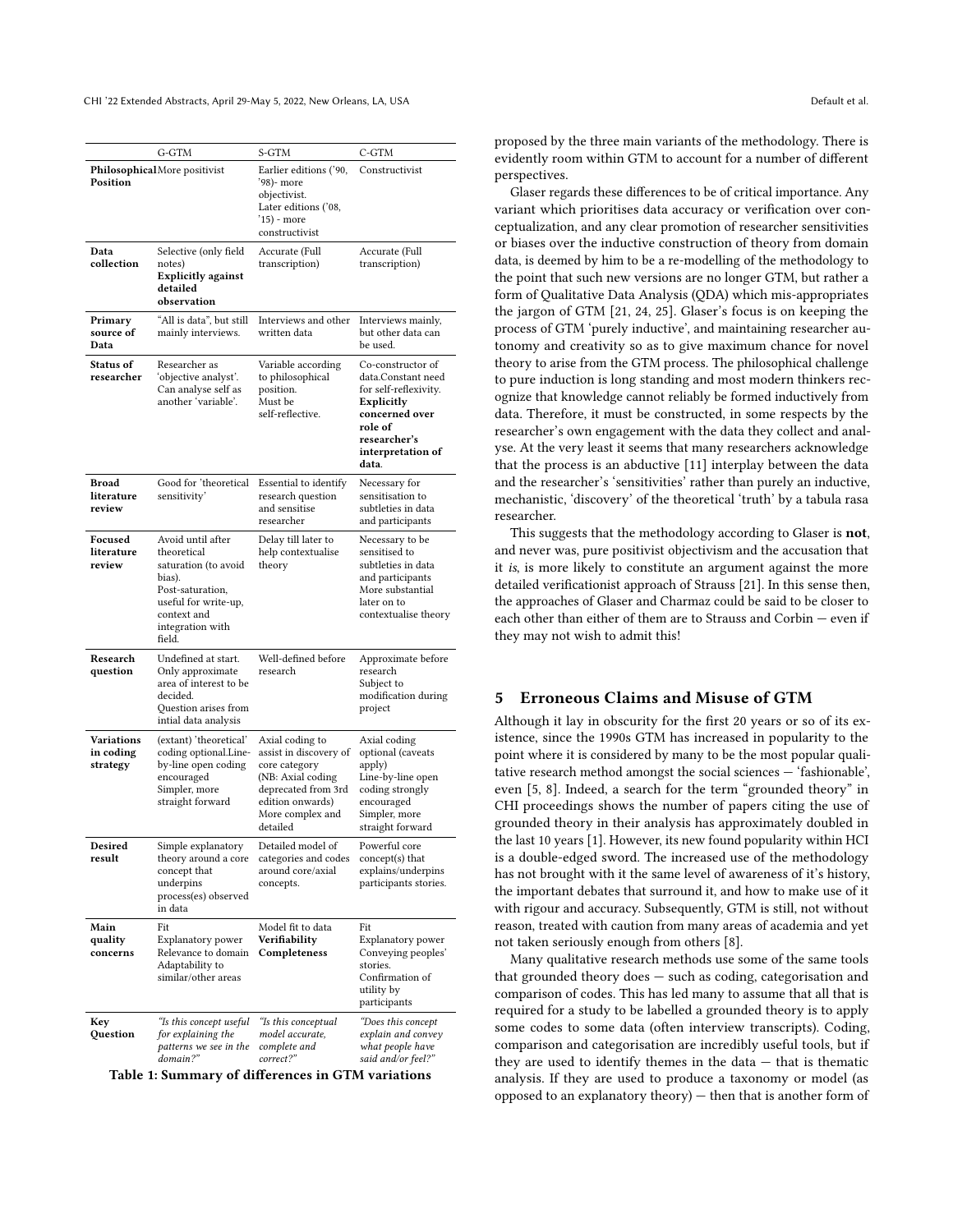| | G-GTM | S-GTM | C-GTM |
|---|---|---|---|
| **Philosophical Position** | More positivist | Earlier editions ('90, '98)- more objectivist. Later editions ('08, '15) - more constructivist | Constructivist |
| **Data collection** | Selective (only field notes) **Explicitly against detailed observation** | Accurate (Full transcription) | Accurate (Full transcription) |
| **Primary source of Data** | "All is data", but still mainly interviews. | Interviews and other written data | Interviews mainly, but other data can be used. |
| **Status of researcher** | Researcher as 'objective analyst'. Can analyse self as another 'variable'. | Variable according to philosophical position. Must be self-reflective. | Co-constructor of data.Constant need for self-reflexivity. **Explicitly concerned over role of researcher's interpretation of data**. |
| **Broad literature review** | Good for 'theoretical sensitivity' | Essential to identify research question and sensitise researcher | Necessary for sensitisation to subtleties in data and participants |
| **Focused literature review** | Avoid until after theoretical saturation (to avoid bias). Post-saturation, useful for write-up, context and integration with field. | Delay till later to help contextualise theory | Necessary to be sensitised to subtleties in data and participants More substantial later on to contextualise theory |
| **Research question** | Undefined at start. Only approximate area of interest to be decided. Question arises from intial data analysis | Well-defined before research | Approximate before research Subject to modification during project |
| **Variations in coding strategy** | (extant) 'theoretical' coding optional.Line-by-line open coding encouraged Simpler, more straight forward | Axial coding to assist in discovery of core category (NB: Axial coding deprecated from 3rd edition onwards) More complex and detailed | Axial coding optional (caveats apply) Line-by-line open coding strongly encouraged Simpler, more straight forward |
| **Desired result** | Simple explanatory theory around a core concept that underpins process(es) observed in data | Detailed model of categories and codes around core/axial concepts. | Powerful core concept(s) that explains/underpins participants stories. |
| **Main quality concerns** | Fit Explanatory power Relevance to domain Adaptability to similar/other areas | Model fit to data **Verifiability Completeness** | Fit Explanatory power Conveying peoples' stories. Confirmation of utility by participants |
| **Key Question** | *"Is this concept useful for explaining the patterns we see in the domain?"* | *"Is this conceptual model accurate, complete and correct?"* | *"Does this concept explain and convey what people have said and/or feel?"* |

**Table 1: Summary of differences in GTM variations**

proposed by the three main variants of the methodology. There is evidently room within GTM to account for a number of different perspectives.

Glaser regards these differences to be of critical importance. Any variant which prioritises data accuracy or verification over conceptualization, and any clear promotion of researcher sensitivities or biases over the inductive construction of theory from domain data, is deemed by him to be a re-modelling of the methodology to the point that such new versions are no longer GTM, but rather a form of Qualitative Data Analysis (QDA) which mis-appropriates the jargon of GTM [21, 24, 25]. Glaser's focus is on keeping the process of GTM 'purely inductive', and maintaining researcher autonomy and creativity so as to give maximum chance for novel theory to arise from the GTM process. The philosophical challenge to pure induction is long standing and most modern thinkers recognize that knowledge cannot reliably be formed inductively from data. Therefore, it must be constructed, in some respects by the researcher's own engagement with the data they collect and analyse. At the very least it seems that many researchers acknowledge that the process is an abductive [11] interplay between the data and the researcher's 'sensitivities' rather than purely an inductive, mechanistic, 'discovery' of the theoretical 'truth' by a tabula rasa researcher.

This suggests that the methodology according to Glaser is **not**, and never was, pure positivist objectivism and the accusation that it *is*, is more likely to constitute an argument against the more detailed verificationist approach of Strauss [21]. In this sense then, the approaches of Glaser and Charmaz could be said to be closer to each other than either of them are to Strauss and Corbin — even if they may not wish to admit this!

## 5 Erroneous Claims and Misuse of GTM

Although it lay in obscurity for the first 20 years or so of its existence, since the 1990s GTM has increased in popularity to the point where it is considered by many to be the most popular qualitative research method amongst the social sciences — 'fashionable', even [5, 8]. Indeed, a search for the term "grounded theory" in CHI proceedings shows the number of papers citing the use of grounded theory in their analysis has approximately doubled in the last 10 years [1]. However, its new found popularity within HCI is a double-edged sword. The increased use of the methodology has not brought with it the same level of awareness of it's history, the important debates that surround it, and how to make use of it with rigour and accuracy. Subsequently, GTM is still, not without reason, treated with caution from many areas of academia and yet not taken seriously enough from others [8].

Many qualitative research methods use some of the same tools that grounded theory does — such as coding, categorisation and comparison of codes. This has led many to assume that all that is required for a study to be labelled a grounded theory is to apply some codes to some data (often interview transcripts). Coding, comparison and categorisation are incredibly useful tools, but if they are used to identify themes in the data — that is thematic analysis. If they are used to produce a taxonomy or model (as opposed to an explanatory theory) — then that is another form of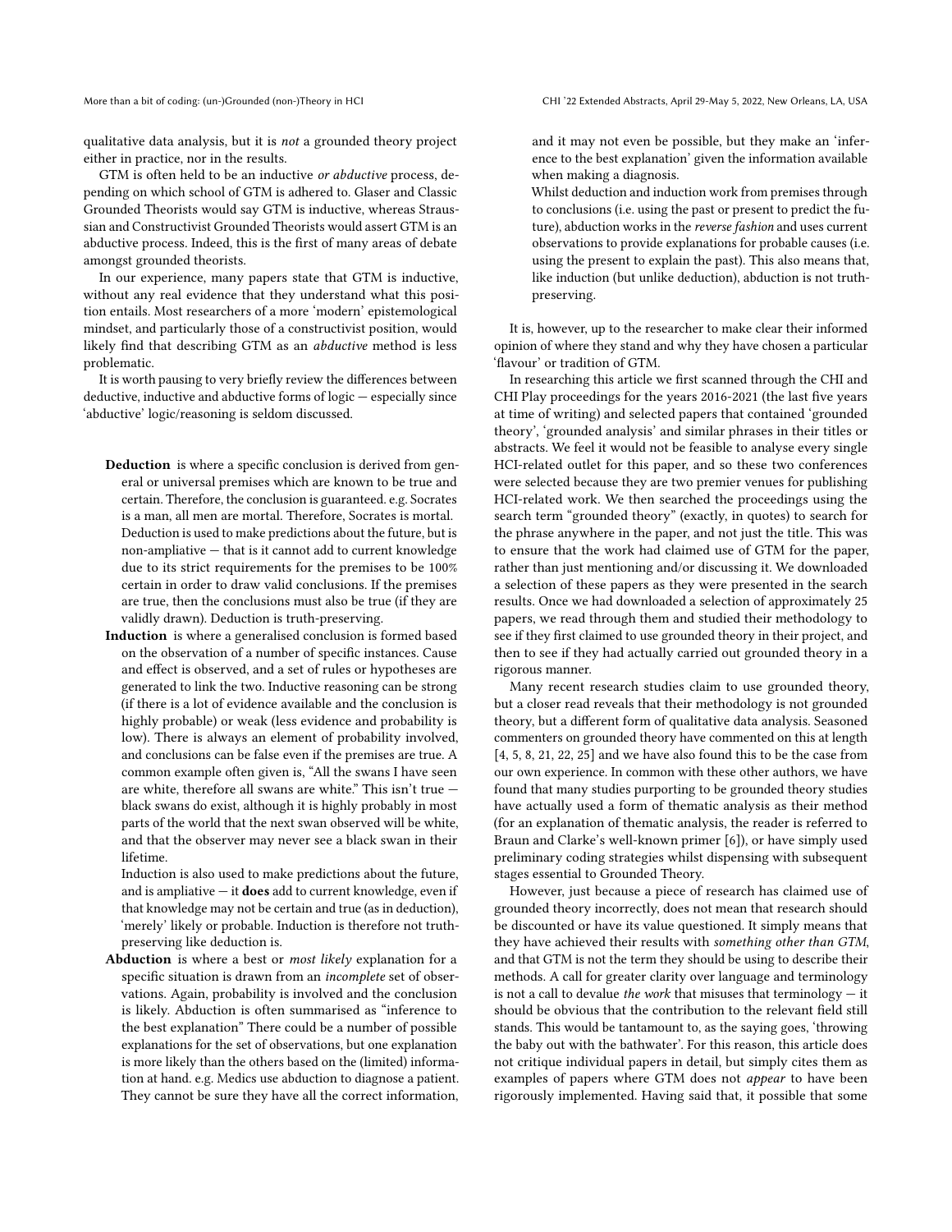qualitative data analysis, but it is *not* a grounded theory project either in practice, nor in the results.

GTM is often held to be an inductive *or abductive* process, depending on which school of GTM is adhered to. Glaser and Classic Grounded Theorists would say GTM is inductive, whereas Straussian and Constructivist Grounded Theorists would assert GTM is an abductive process. Indeed, this is the first of many areas of debate amongst grounded theorists.

In our experience, many papers state that GTM is inductive, without any real evidence that they understand what this position entails. Most researchers of a more 'modern' epistemological mindset, and particularly those of a constructivist position, would likely find that describing GTM as an *abductive* method is less problematic.

It is worth pausing to very briefly review the differences between deductive, inductive and abductive forms of logic — especially since 'abductive' logic/reasoning is seldom discussed.

**Deduction** is where a specific conclusion is derived from general or universal premises which are known to be true and certain. Therefore, the conclusion is guaranteed. e.g. Socrates is a man, all men are mortal. Therefore, Socrates is mortal. Deduction is used to make predictions about the future, but is non-ampliative — that is it cannot add to current knowledge due to its strict requirements for the premises to be 100% certain in order to draw valid conclusions. If the premises are true, then the conclusions must also be true (if they are validly drawn). Deduction is truth-preserving.

**Induction** is where a generalised conclusion is formed based on the observation of a number of specific instances. Cause and effect is observed, and a set of rules or hypotheses are generated to link the two. Inductive reasoning can be strong (if there is a lot of evidence available and the conclusion is highly probable) or weak (less evidence and probability is low). There is always an element of probability involved, and conclusions can be false even if the premises are true. A common example often given is, "All the swans I have seen are white, therefore all swans are white." This isn't true — black swans do exist, although it is highly probably in most parts of the world that the next swan observed will be white, and that the observer may never see a black swan in their lifetime.

Induction is also used to make predictions about the future, and is ampliative — it **does** add to current knowledge, even if that knowledge may not be certain and true (as in deduction), 'merely' likely or probable. Induction is therefore not truth-preserving like deduction is.

**Abduction** is where a best or *most likely* explanation for a specific situation is drawn from an *incomplete* set of observations. Again, probability is involved and the conclusion is likely. Abduction is often summarised as "inference to the best explanation" There could be a number of possible explanations for the set of observations, but one explanation is more likely than the others based on the (limited) information at hand. e.g. Medics use abduction to diagnose a patient. They cannot be sure they have all the correct information, and it may not even be possible, but they make an 'inference to the best explanation' given the information available when making a diagnosis.

Whilst deduction and induction work from premises through to conclusions (i.e. using the past or present to predict the future), abduction works in the *reverse fashion* and uses current observations to provide explanations for probable causes (i.e. using the present to explain the past). This also means that, like induction (but unlike deduction), abduction is not truth-preserving.

It is, however, up to the researcher to make clear their informed opinion of where they stand and why they have chosen a particular 'flavour' or tradition of GTM.

In researching this article we first scanned through the CHI and CHI Play proceedings for the years 2016-2021 (the last five years at time of writing) and selected papers that contained 'grounded theory', 'grounded analysis' and similar phrases in their titles or abstracts. We feel it would not be feasible to analyse every single HCI-related outlet for this paper, and so these two conferences were selected because they are two premier venues for publishing HCI-related work. We then searched the proceedings using the search term "grounded theory" (exactly, in quotes) to search for the phrase anywhere in the paper, and not just the title. This was to ensure that the work had claimed use of GTM for the paper, rather than just mentioning and/or discussing it. We downloaded a selection of these papers as they were presented in the search results. Once we had downloaded a selection of approximately 25 papers, we read through them and studied their methodology to see if they first claimed to use grounded theory in their project, and then to see if they had actually carried out grounded theory in a rigorous manner.

Many recent research studies claim to use grounded theory, but a closer read reveals that their methodology is not grounded theory, but a different form of qualitative data analysis. Seasoned commenters on grounded theory have commented on this at length [4, 5, 8, 21, 22, 25] and we have also found this to be the case from our own experience. In common with these other authors, we have found that many studies purporting to be grounded theory studies have actually used a form of thematic analysis as their method (for an explanation of thematic analysis, the reader is referred to Braun and Clarke's well-known primer [6]), or have simply used preliminary coding strategies whilst dispensing with subsequent stages essential to Grounded Theory.

However, just because a piece of research has claimed use of grounded theory incorrectly, does not mean that research should be discounted or have its value questioned. It simply means that they have achieved their results with *something other than GTM*, and that GTM is not the term they should be using to describe their methods. A call for greater clarity over language and terminology is not a call to devalue *the work* that misuses that terminology — it should be obvious that the contribution to the relevant field still stands. This would be tantamount to, as the saying goes, 'throwing the baby out with the bathwater'. For this reason, this article does not critique individual papers in detail, but simply cites them as examples of papers where GTM does not *appear* to have been rigorously implemented. Having said that, it possible that some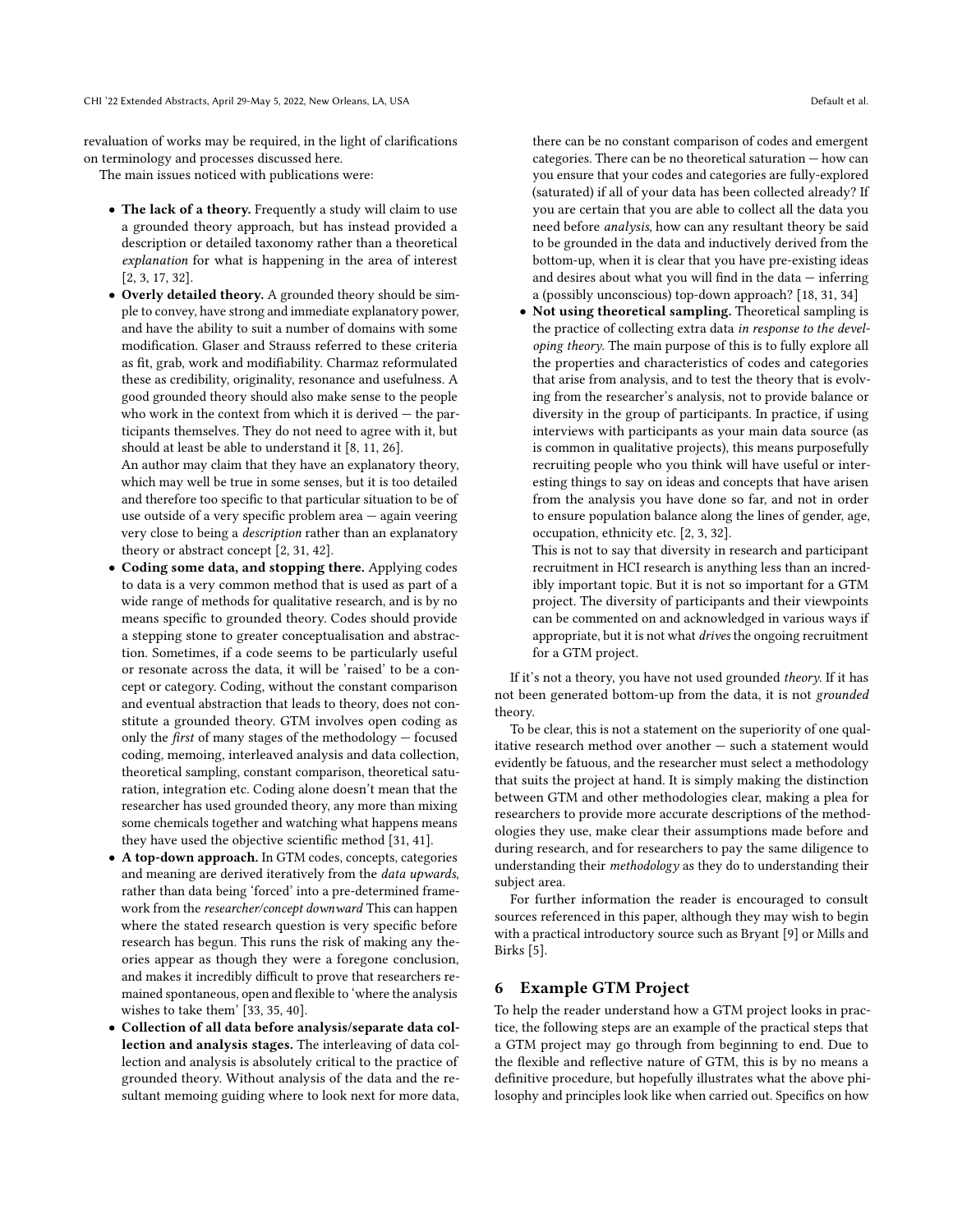revaluation of works may be required, in the light of clarifications on terminology and processes discussed here.

The main issues noticed with publications were:

- **The lack of a theory.** Frequently a study will claim to use a grounded theory approach, but has instead provided a description or detailed taxonomy rather than a theoretical *explanation* for what is happening in the area of interest [2, 3, 17, 32].
- **Overly detailed theory.** A grounded theory should be simple to convey, have strong and immediate explanatory power, and have the ability to suit a number of domains with some modification. Glaser and Strauss referred to these criteria as fit, grab, work and modifiability. Charmaz reformulated these as credibility, originality, resonance and usefulness. A good grounded theory should also make sense to the people who work in the context from which it is derived — the participants themselves. They do not need to agree with it, but should at least be able to understand it [8, 11, 26].

  An author may claim that they have an explanatory theory, which may well be true in some senses, but it is too detailed and therefore too specific to that particular situation to be of use outside of a very specific problem area — again veering very close to being a *description* rather than an explanatory theory or abstract concept [2, 31, 42].
- **Coding some data, and stopping there.** Applying codes to data is a very common method that is used as part of a wide range of methods for qualitative research, and is by no means specific to grounded theory. Codes should provide a stepping stone to greater conceptualisation and abstraction. Sometimes, if a code seems to be particularly useful or resonate across the data, it will be 'raised' to be a concept or category. Coding, without the constant comparison and eventual abstraction that leads to theory, does not constitute a grounded theory. GTM involves open coding as only the *first* of many stages of the methodology — focused coding, memoing, interleaved analysis and data collection, theoretical sampling, constant comparison, theoretical saturation, integration etc. Coding alone doesn't mean that the researcher has used grounded theory, any more than mixing some chemicals together and watching what happens means they have used the objective scientific method [31, 41].
- **A top-down approach.** In GTM codes, concepts, categories and meaning are derived iteratively from the *data upwards*, rather than data being 'forced' into a pre-determined framework from the *researcher/concept downward* This can happen where the stated research question is very specific before research has begun. This runs the risk of making any theories appear as though they were a foregone conclusion, and makes it incredibly difficult to prove that researchers remained spontaneous, open and flexible to 'where the analysis wishes to take them' [33, 35, 40].
- **Collection of all data before analysis/separate data collection and analysis stages.** The interleaving of data collection and analysis is absolutely critical to the practice of grounded theory. Without analysis of the data and the resultant memoing guiding where to look next for more data, there can be no constant comparison of codes and emergent categories. There can be no theoretical saturation — how can you ensure that your codes and categories are fully-explored (saturated) if all of your data has been collected already? If you are certain that you are able to collect all the data you need before *analysis*, how can any resultant theory be said to be grounded in the data and inductively derived from the bottom-up, when it is clear that you have pre-existing ideas and desires about what you will find in the data — inferring a (possibly unconscious) top-down approach? [18, 31, 34]
- **Not using theoretical sampling.** Theoretical sampling is the practice of collecting extra data *in response to the developing theory*. The main purpose of this is to fully explore all the properties and characteristics of codes and categories that arise from analysis, and to test the theory that is evolving from the researcher's analysis, not to provide balance or diversity in the group of participants. In practice, if using interviews with participants as your main data source (as is common in qualitative projects), this means purposefully recruiting people who you think will have useful or interesting things to say on ideas and concepts that have arisen from the analysis you have done so far, and not in order to ensure population balance along the lines of gender, age, occupation, ethnicity etc. [2, 3, 32].

  This is not to say that diversity in research and participant recruitment in HCI research is anything less than an incredibly important topic. But it is not so important for a GTM project. The diversity of participants and their viewpoints can be commented on and acknowledged in various ways if appropriate, but it is not what *drives* the ongoing recruitment for a GTM project.

If it's not a theory, you have not used grounded *theory*. If it has not been generated bottom-up from the data, it is not *grounded* theory.

To be clear, this is not a statement on the superiority of one qualitative research method over another — such a statement would evidently be fatuous, and the researcher must select a methodology that suits the project at hand. It is simply making the distinction between GTM and other methodologies clear, making a plea for researchers to provide more accurate descriptions of the methodologies they use, make clear their assumptions made before and during research, and for researchers to pay the same diligence to understanding their *methodology* as they do to understanding their subject area.

For further information the reader is encouraged to consult sources referenced in this paper, although they may wish to begin with a practical introductory source such as Bryant [9] or Mills and Birks [5].

## 6 Example GTM Project

To help the reader understand how a GTM project looks in practice, the following steps are an example of the practical steps that a GTM project may go through from beginning to end. Due to the flexible and reflective nature of GTM, this is by no means a definitive procedure, but hopefully illustrates what the above philosophy and principles look like when carried out. Specifics on how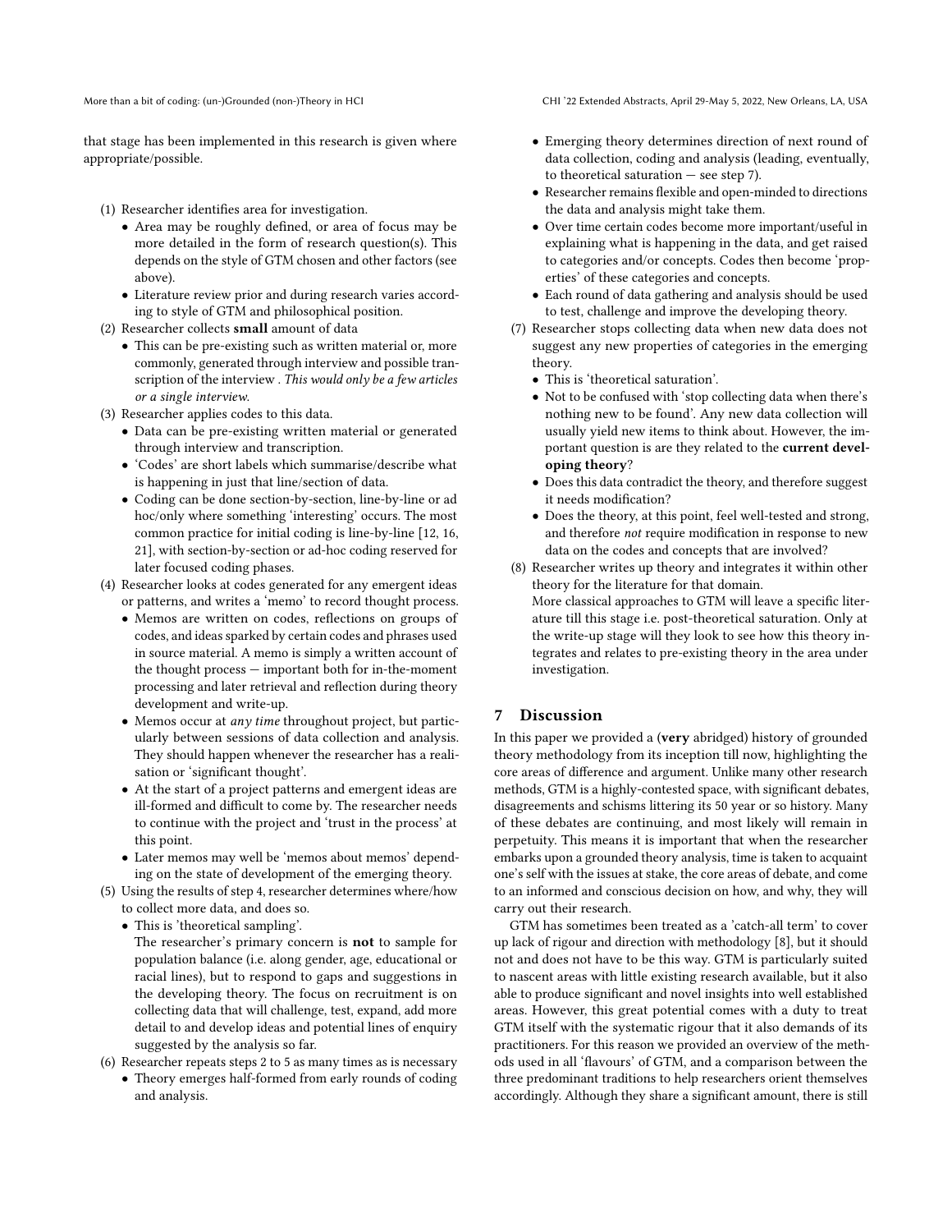that stage has been implemented in this research is given where appropriate/possible.

(1) Researcher identifies area for investigation.
   - Area may be roughly defined, or area of focus may be more detailed in the form of research question(s). This depends on the style of GTM chosen and other factors (see above).
   - Literature review prior and during research varies according to style of GTM and philosophical position.
(2) Researcher collects **small** amount of data
   - This can be pre-existing such as written material or, more commonly, generated through interview and possible transcription of the interview . *This would only be a few articles or a single interview.*
(3) Researcher applies codes to this data.
   - Data can be pre-existing written material or generated through interview and transcription.
   - 'Codes' are short labels which summarise/describe what is happening in just that line/section of data.
   - Coding can be done section-by-section, line-by-line or ad hoc/only where something 'interesting' occurs. The most common practice for initial coding is line-by-line [12, 16, 21], with section-by-section or ad-hoc coding reserved for later focused coding phases.
(4) Researcher looks at codes generated for any emergent ideas or patterns, and writes a 'memo' to record thought process.
   - Memos are written on codes, reflections on groups of codes, and ideas sparked by certain codes and phrases used in source material. A memo is simply a written account of the thought process — important both for in-the-moment processing and later retrieval and reflection during theory development and write-up.
   - Memos occur at *any time* throughout project, but particularly between sessions of data collection and analysis. They should happen whenever the researcher has a realisation or 'significant thought'.
   - At the start of a project patterns and emergent ideas are ill-formed and difficult to come by. The researcher needs to continue with the project and 'trust in the process' at this point.
   - Later memos may well be 'memos about memos' depending on the state of development of the emerging theory.
(5) Using the results of step 4, researcher determines where/how to collect more data, and does so.
   - This is 'theoretical sampling'.
     The researcher's primary concern is **not** to sample for population balance (i.e. along gender, age, educational or racial lines), but to respond to gaps and suggestions in the developing theory. The focus on recruitment is on collecting data that will challenge, test, expand, add more detail to and develop ideas and potential lines of enquiry suggested by the analysis so far.
(6) Researcher repeats steps 2 to 5 as many times as is necessary
   - Theory emerges half-formed from early rounds of coding and analysis.
   - Emerging theory determines direction of next round of data collection, coding and analysis (leading, eventually, to theoretical saturation — see step 7).
   - Researcher remains flexible and open-minded to directions the data and analysis might take them.
   - Over time certain codes become more important/useful in explaining what is happening in the data, and get raised to categories and/or concepts. Codes then become 'properties' of these categories and concepts.
   - Each round of data gathering and analysis should be used to test, challenge and improve the developing theory.
(7) Researcher stops collecting data when new data does not suggest any new properties of categories in the emerging theory.
   - This is 'theoretical saturation'.
   - Not to be confused with 'stop collecting data when there's nothing new to be found'. Any new data collection will usually yield new items to think about. However, the important question is are they related to the **current developing theory**?
   - Does this data contradict the theory, and therefore suggest it needs modification?
   - Does the theory, at this point, feel well-tested and strong, and therefore *not* require modification in response to new data on the codes and concepts that are involved?
(8) Researcher writes up theory and integrates it within other theory for the literature for that domain.
   More classical approaches to GTM will leave a specific literature till this stage i.e. post-theoretical saturation. Only at the write-up stage will they look to see how this theory integrates and relates to pre-existing theory in the area under investigation.

## 7 Discussion

In this paper we provided a (**very** abridged) history of grounded theory methodology from its inception till now, highlighting the core areas of difference and argument. Unlike many other research methods, GTM is a highly-contested space, with significant debates, disagreements and schisms littering its 50 year or so history. Many of these debates are continuing, and most likely will remain in perpetuity. This means it is important that when the researcher embarks upon a grounded theory analysis, time is taken to acquaint one's self with the issues at stake, the core areas of debate, and come to an informed and conscious decision on how, and why, they will carry out their research.

GTM has sometimes been treated as a 'catch-all term' to cover up lack of rigour and direction with methodology [8], but it should not and does not have to be this way. GTM is particularly suited to nascent areas with little existing research available, but it also able to produce significant and novel insights into well established areas. However, this great potential comes with a duty to treat GTM itself with the systematic rigour that it also demands of its practitioners. For this reason we provided an overview of the methods used in all 'flavours' of GTM, and a comparison between the three predominant traditions to help researchers orient themselves accordingly. Although they share a significant amount, there is still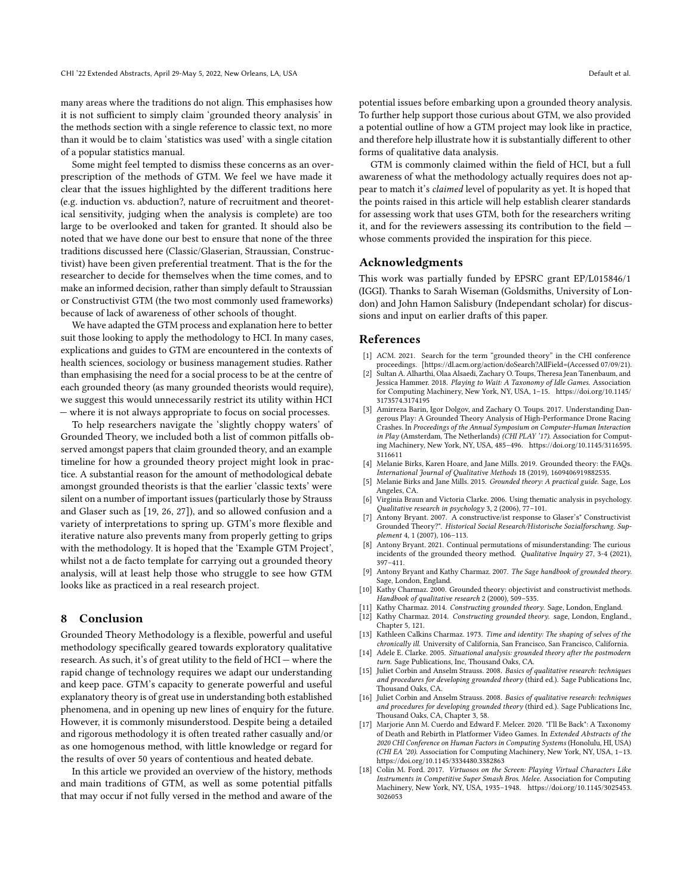many areas where the traditions do not align. This emphasises how it is not sufficient to simply claim 'grounded theory analysis' in the methods section with a single reference to classic text, no more than it would be to claim 'statistics was used' with a single citation of a popular statistics manual.

Some might feel tempted to dismiss these concerns as an over-prescription of the methods of GTM. We feel we have made it clear that the issues highlighted by the different traditions here (e.g. induction vs. abduction?, nature of recruitment and theoretical sensitivity, judging when the analysis is complete) are too large to be overlooked and taken for granted. It should also be noted that we have done our best to ensure that none of the three traditions discussed here (Classic/Glaserian, Straussian, Constructivist) have been given preferential treatment. That is the for the researcher to decide for themselves when the time comes, and to make an informed decision, rather than simply default to Straussian or Constructivist GTM (the two most commonly used frameworks) because of lack of awareness of other schools of thought.

We have adapted the GTM process and explanation here to better suit those looking to apply the methodology to HCI. In many cases, explications and guides to GTM are encountered in the contexts of health sciences, sociology or business management studies. Rather than emphasising the need for a social process to be at the centre of each grounded theory (as many grounded theorists would require), we suggest this would unnecessarily restrict its utility within HCI — where it is not always appropriate to focus on social processes.

To help researchers navigate the 'slightly choppy waters' of Grounded Theory, we included both a list of common pitfalls observed amongst papers that claim grounded theory, and an example timeline for how a grounded theory project might look in practice. A substantial reason for the amount of methodological debate amongst grounded theorists is that the earlier 'classic texts' were silent on a number of important issues (particularly those by Strauss and Glaser such as [19, 26, 27]), and so allowed confusion and a variety of interpretations to spring up. GTM's more flexible and iterative nature also prevents many from properly getting to grips with the methodology. It is hoped that the 'Example GTM Project', whilst not a de facto template for carrying out a grounded theory analysis, will at least help those who struggle to see how GTM looks like as practiced in a real research project.

## 8 Conclusion

Grounded Theory Methodology is a flexible, powerful and useful methodology specifically geared towards exploratory qualitative research. As such, it's of great utility to the field of HCI — where the rapid change of technology requires we adapt our understanding and keep pace. GTM's capacity to generate powerful and useful explanatory theory is of great use in understanding both established phenomena, and in opening up new lines of enquiry for the future. However, it is commonly misunderstood. Despite being a detailed and rigorous methodology it is often treated rather casually and/or as one homogenous method, with little knowledge or regard for the results of over 50 years of contentious and heated debate.

In this article we provided an overview of the history, methods and main traditions of GTM, as well as some potential pitfalls that may occur if not fully versed in the method and aware of the potential issues before embarking upon a grounded theory analysis. To further help support those curious about GTM, we also provided a potential outline of how a GTM project may look like in practice, and therefore help illustrate how it is substantially different to other forms of qualitative data analysis.

GTM is commonly claimed within the field of HCI, but a full awareness of what the methodology actually requires does not appear to match it's *claimed* level of popularity as yet. It is hoped that the points raised in this article will help establish clearer standards for assessing work that uses GTM, both for the researchers writing it, and for the reviewers assessing its contribution to the field — whose comments provided the inspiration for this piece.

## Acknowledgments

This work was partially funded by EPSRC grant EP/L015846/1 (IGGI). Thanks to Sarah Wiseman (Goldsmiths, University of London) and John Hamon Salisbury (Independant scholar) for discussions and input on earlier drafts of this paper.

## References

- [1] ACM. 2021. Search for the term "grounded theory" in the CHI conference proceedings. [https://dl.acm.org/action/doSearch?AllField=(Accessed 07/09/21).
- [2] Sultan A. Alharthi, Olaa Alsaedi, Zachary O. Toups, Theresa Jean Tanenbaum, and Jessica Hammer. 2018. *Playing to Wait: A Taxonomy of Idle Games.* Association for Computing Machinery, New York, NY, USA, 1–15. https://doi.org/10.1145/3173574.3174195
- [3] Amirreza Barin, Igor Dolgov, and Zachary O. Toups. 2017. Understanding Dangerous Play: A Grounded Theory Analysis of High-Performance Drone Racing Crashes. In *Proceedings of the Annual Symposium on Computer-Human Interaction in Play* (Amsterdam, The Netherlands) *(CHI PLAY '17)*. Association for Computing Machinery, New York, NY, USA, 485–496. https://doi.org/10.1145/3116595.3116611
- [4] Melanie Birks, Karen Hoare, and Jane Mills. 2019. Grounded theory: the FAQs. *International Journal of Qualitative Methods* 18 (2019), 1609406919882535.
- [5] Melanie Birks and Jane Mills. 2015. *Grounded theory: A practical guide.* Sage, Los Angeles, CA.
- [6] Virginia Braun and Victoria Clarke. 2006. Using thematic analysis in psychology. *Qualitative research in psychology* 3, 2 (2006), 77–101.
- [7] Antony Bryant. 2007. A constructive/ist response to Glaser's" Constructivist Grounded Theory?". *Historical Social Research/Historische Sozialforschung. Supplement* 4, 1 (2007), 106–113.
- [8] Antony Bryant. 2021. Continual permutations of misunderstanding: The curious incidents of the grounded theory method. *Qualitative Inquiry* 27, 3-4 (2021), 397–411.
- [9] Antony Bryant and Kathy Charmaz. 2007. *The Sage handbook of grounded theory.* Sage, London, England.
- [10] Kathy Charmaz. 2000. Grounded theory: objectivist and constructivist methods. *Handbook of qualitative research* 2 (2000), 509–535.
- [11] Kathy Charmaz. 2014. *Constructing grounded theory.* Sage, London, England.
- [12] Kathy Charmaz. 2014. *Constructing grounded theory.* sage, London, England., Chapter 5, 121.
- [13] Kathleen Calkins Charmaz. 1973. *Time and identity: The shaping of selves of the chronically ill.* University of California, San Francisco, San Francisco, California.
- [14] Adele E. Clarke. 2005. *Situational analysis: grounded theory after the postmodern turn.* Sage Publications, Inc, Thousand Oaks, CA.
- [15] Juliet Corbin and Anselm Strauss. 2008. *Basics of qualitative research: techniques and procedures for developing grounded theory* (third ed.). Sage Publications Inc, Thousand Oaks, CA.
- [16] Juliet Corbin and Anselm Strauss. 2008. *Basics of qualitative research: techniques and procedures for developing grounded theory* (third ed.). Sage Publications Inc, Thousand Oaks, CA, Chapter 3, 58.
- [17] Marjorie Ann M. Cuerdo and Edward F. Melcer. 2020. "I'll Be Back": A Taxonomy of Death and Rebirth in Platformer Video Games. In *Extended Abstracts of the 2020 CHI Conference on Human Factors in Computing Systems* (Honolulu, HI, USA) *(CHI EA '20)*. Association for Computing Machinery, New York, NY, USA, 1–13. https://doi.org/10.1145/3334480.3382863
- [18] Colin M. Ford. 2017. *Virtuosos on the Screen: Playing Virtual Characters Like Instruments in Competitive Super Smash Bros. Melee.* Association for Computing Machinery, New York, NY, USA, 1935–1948. https://doi.org/10.1145/3025453.3026053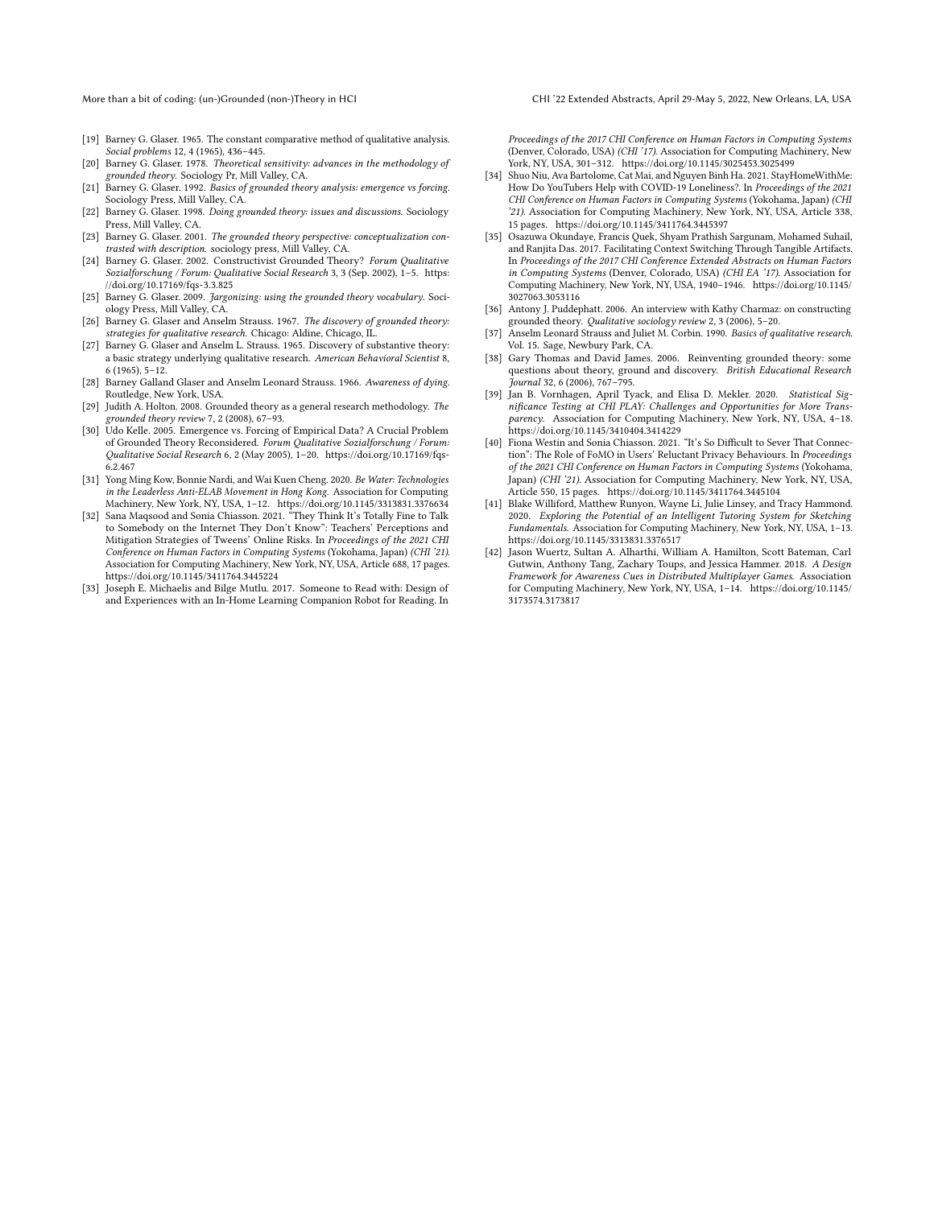- [19] Barney G. Glaser. 1965. The constant comparative method of qualitative analysis. *Social problems* 12, 4 (1965), 436–445.
- [20] Barney G. Glaser. 1978. *Theoretical sensitivity: advances in the methodology of grounded theory.* Sociology Pr, Mill Valley, CA.
- [21] Barney G. Glaser. 1992. *Basics of grounded theory analysis: emergence vs forcing.* Sociology Press, Mill Valley, CA.
- [22] Barney G. Glaser. 1998. *Doing grounded theory: issues and discussions.* Sociology Press, Mill Valley, CA.
- [23] Barney G. Glaser. 2001. *The grounded theory perspective: conceptualization contrasted with description.* sociology press, Mill Valley, CA.
- [24] Barney G. Glaser. 2002. Constructivist Grounded Theory? *Forum Qualitative Sozialforschung / Forum: Qualitative Social Research* 3, 3 (Sep. 2002), 1–5. https://doi.org/10.17169/fqs-3.3.825
- [25] Barney G. Glaser. 2009. *Jargonizing: using the grounded theory vocabulary.* Sociology Press, Mill Valley, CA.
- [26] Barney G. Glaser and Anselm Strauss. 1967. *The discovery of grounded theory: strategies for qualitative research.* Chicago: Aldine, Chicago, IL.
- [27] Barney G. Glaser and Anselm L. Strauss. 1965. Discovery of substantive theory: a basic strategy underlying qualitative research. *American Behavioral Scientist* 8, 6 (1965), 5–12.
- [28] Barney Galland Glaser and Anselm Leonard Strauss. 1966. *Awareness of dying.* Routledge, New York, USA.
- [29] Judith A. Holton. 2008. Grounded theory as a general research methodology. *The grounded theory review* 7, 2 (2008), 67–93.
- [30] Udo Kelle. 2005. Emergence vs. Forcing of Empirical Data? A Crucial Problem of Grounded Theory Reconsidered. *Forum Qualitative Sozialforschung / Forum: Qualitative Social Research* 6, 2 (May 2005), 1–20. https://doi.org/10.17169/fqs-6.2.467
- [31] Yong Ming Kow, Bonnie Nardi, and Wai Kuen Cheng. 2020. *Be Water: Technologies in the Leaderless Anti-ELAB Movement in Hong Kong.* Association for Computing Machinery, New York, NY, USA, 1–12. https://doi.org/10.1145/3313831.3376634
- [32] Sana Maqsood and Sonia Chiasson. 2021. "They Think It's Totally Fine to Talk to Somebody on the Internet They Don't Know": Teachers' Perceptions and Mitigation Strategies of Tweens' Online Risks. In *Proceedings of the 2021 CHI Conference on Human Factors in Computing Systems* (Yokohama, Japan) *(CHI '21)*. Association for Computing Machinery, New York, NY, USA, Article 688, 17 pages. https://doi.org/10.1145/3411764.3445224
- [33] Joseph E. Michaelis and Bilge Mutlu. 2017. Someone to Read with: Design of and Experiences with an In-Home Learning Companion Robot for Reading. In *Proceedings of the 2017 CHI Conference on Human Factors in Computing Systems* (Denver, Colorado, USA) *(CHI '17)*. Association for Computing Machinery, New York, NY, USA, 301–312. https://doi.org/10.1145/3025453.3025499
- [34] Shuo Niu, Ava Bartolome, Cat Mai, and Nguyen Binh Ha. 2021. StayHomeWithMe: How Do YouTubers Help with COVID-19 Loneliness?. In *Proceedings of the 2021 CHI Conference on Human Factors in Computing Systems* (Yokohama, Japan) *(CHI '21)*. Association for Computing Machinery, New York, NY, USA, Article 338, 15 pages. https://doi.org/10.1145/3411764.3445397
- [35] Osazuwa Okundaye, Francis Quek, Shyam Prathish Sargunam, Mohamed Suhail, and Ranjita Das. 2017. Facilitating Context Switching Through Tangible Artifacts. In *Proceedings of the 2017 CHI Conference Extended Abstracts on Human Factors in Computing Systems* (Denver, Colorado, USA) *(CHI EA '17)*. Association for Computing Machinery, New York, NY, USA, 1940–1946. https://doi.org/10.1145/3027063.3053116
- [36] Antony J. Puddephatt. 2006. An interview with Kathy Charmaz: on constructing grounded theory. *Qualitative sociology review* 2, 3 (2006), 5–20.
- [37] Anselm Leonard Strauss and Juliet M. Corbin. 1990. *Basics of qualitative research.* Vol. 15. Sage, Newbury Park, CA.
- [38] Gary Thomas and David James. 2006. Reinventing grounded theory: some questions about theory, ground and discovery. *British Educational Research Journal* 32, 6 (2006), 767–795.
- [39] Jan B. Vornhagen, April Tyack, and Elisa D. Mekler. 2020. *Statistical Significance Testing at CHI PLAY: Challenges and Opportunities for More Transparency.* Association for Computing Machinery, New York, NY, USA, 4–18. https://doi.org/10.1145/3410404.3414229
- [40] Fiona Westin and Sonia Chiasson. 2021. "It's So Difficult to Sever That Connection": The Role of FoMO in Users' Reluctant Privacy Behaviours. In *Proceedings of the 2021 CHI Conference on Human Factors in Computing Systems* (Yokohama, Japan) *(CHI '21)*. Association for Computing Machinery, New York, NY, USA, Article 550, 15 pages. https://doi.org/10.1145/3411764.3445104
- [41] Blake Williford, Matthew Runyon, Wayne Li, Julie Linsey, and Tracy Hammond. 2020. *Exploring the Potential of an Intelligent Tutoring System for Sketching Fundamentals.* Association for Computing Machinery, New York, NY, USA, 1–13. https://doi.org/10.1145/3313831.3376517
- [42] Jason Wuertz, Sultan A. Alharthi, William A. Hamilton, Scott Bateman, Carl Gutwin, Anthony Tang, Zachary Toups, and Jessica Hammer. 2018. *A Design Framework for Awareness Cues in Distributed Multiplayer Games.* Association for Computing Machinery, New York, NY, USA, 1–14. https://doi.org/10.1145/3173574.3173817